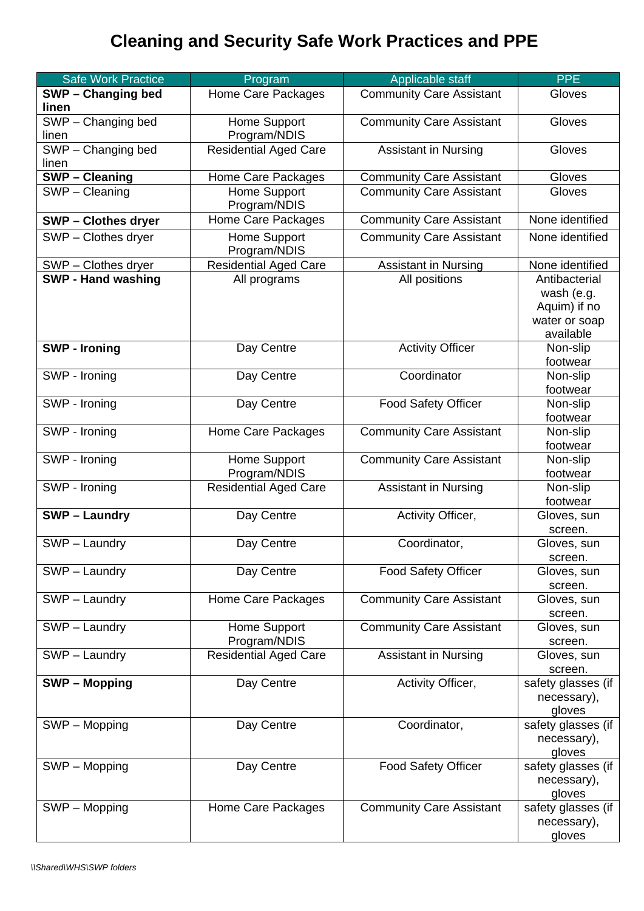# Cleaning and Security Safe Work Practices and PPE

| Safe Work Practice | Program | Applicable staff | PPE |
|---|---|---|---|
| **SWP – Changing bed linen** | Home Care Packages | Community Care Assistant | Gloves |
| SWP – Changing bed linen | Home Support Program/NDIS | Community Care Assistant | Gloves |
| SWP – Changing bed linen | Residential Aged Care | Assistant in Nursing | Gloves |
| **SWP – Cleaning** | Home Care Packages | Community Care Assistant | Gloves |
| SWP – Cleaning | Home Support Program/NDIS | Community Care Assistant | Gloves |
| **SWP – Clothes dryer** | Home Care Packages | Community Care Assistant | None identified |
| SWP – Clothes dryer | Home Support Program/NDIS | Community Care Assistant | None identified |
| SWP – Clothes dryer | Residential Aged Care | Assistant in Nursing | None identified |
| **SWP - Hand washing** | All programs | All positions | Antibacterial wash (e.g. Aquim) if no water or soap available |
| **SWP - Ironing** | Day Centre | Activity Officer | Non-slip footwear |
| SWP - Ironing | Day Centre | Coordinator | Non-slip footwear |
| SWP - Ironing | Day Centre | Food Safety Officer | Non-slip footwear |
| SWP - Ironing | Home Care Packages | Community Care Assistant | Non-slip footwear |
| SWP - Ironing | Home Support Program/NDIS | Community Care Assistant | Non-slip footwear |
| SWP - Ironing | Residential Aged Care | Assistant in Nursing | Non-slip footwear |
| **SWP – Laundry** | Day Centre | Activity Officer, | Gloves, sun screen. |
| SWP – Laundry | Day Centre | Coordinator, | Gloves, sun screen. |
| SWP – Laundry | Day Centre | Food Safety Officer | Gloves, sun screen. |
| SWP – Laundry | Home Care Packages | Community Care Assistant | Gloves, sun screen. |
| SWP – Laundry | Home Support Program/NDIS | Community Care Assistant | Gloves, sun screen. |
| SWP – Laundry | Residential Aged Care | Assistant in Nursing | Gloves, sun screen. |
| **SWP – Mopping** | Day Centre | Activity Officer, | safety glasses (if necessary), gloves |
| SWP – Mopping | Day Centre | Coordinator, | safety glasses (if necessary), gloves |
| SWP – Mopping | Day Centre | Food Safety Officer | safety glasses (if necessary), gloves |
| SWP – Mopping | Home Care Packages | Community Care Assistant | safety glasses (if necessary), gloves |

*\\Shared\WHS\SWP folders*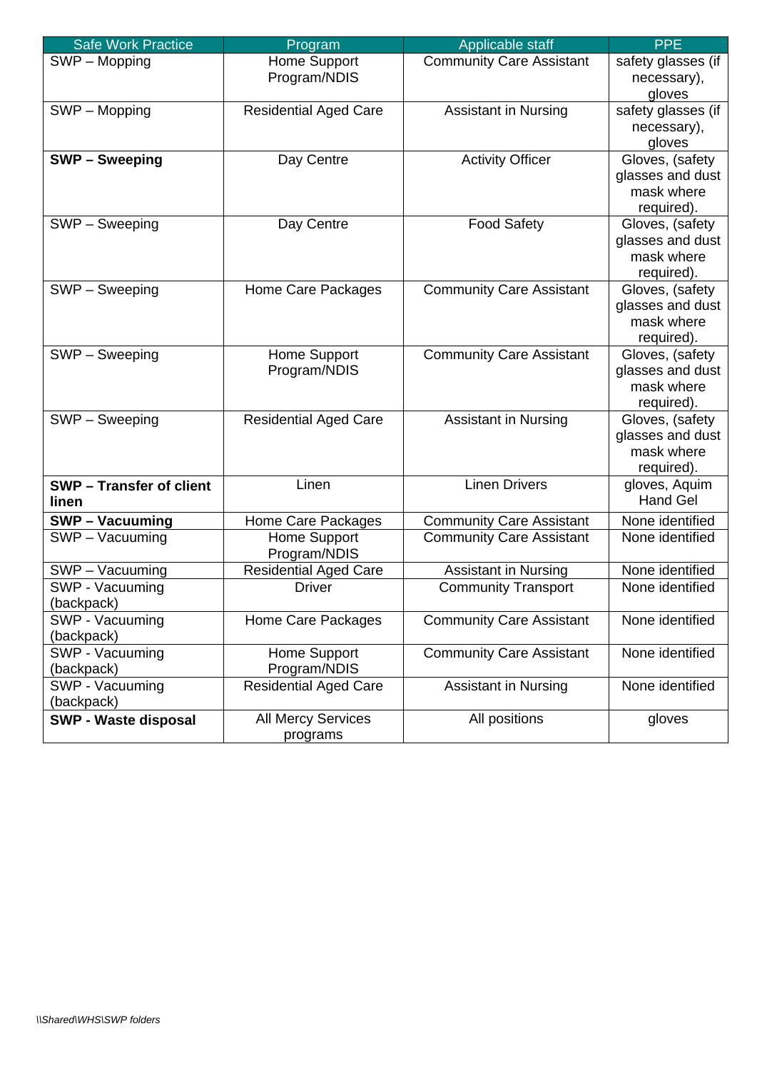| Safe Work Practice | Program | Applicable staff | PPE |
| --- | --- | --- | --- |
| SWP – Mopping | Home Support Program/NDIS | Community Care Assistant | safety glasses (if necessary), gloves |
| SWP – Mopping | Residential Aged Care | Assistant in Nursing | safety glasses (if necessary), gloves |
| **SWP – Sweeping** | Day Centre | Activity Officer | Gloves, (safety glasses and dust mask where required). |
| SWP – Sweeping | Day Centre | Food Safety | Gloves, (safety glasses and dust mask where required). |
| SWP – Sweeping | Home Care Packages | Community Care Assistant | Gloves, (safety glasses and dust mask where required). |
| SWP – Sweeping | Home Support Program/NDIS | Community Care Assistant | Gloves, (safety glasses and dust mask where required). |
| SWP – Sweeping | Residential Aged Care | Assistant in Nursing | Gloves, (safety glasses and dust mask where required). |
| **SWP – Transfer of client linen** | Linen | Linen Drivers | gloves, Aquim Hand Gel |
| **SWP – Vacuuming** | Home Care Packages | Community Care Assistant | None identified |
| SWP – Vacuuming | Home Support Program/NDIS | Community Care Assistant | None identified |
| SWP – Vacuuming | Residential Aged Care | Assistant in Nursing | None identified |
| SWP - Vacuuming (backpack) | Driver | Community Transport | None identified |
| SWP - Vacuuming (backpack) | Home Care Packages | Community Care Assistant | None identified |
| SWP - Vacuuming (backpack) | Home Support Program/NDIS | Community Care Assistant | None identified |
| SWP - Vacuuming (backpack) | Residential Aged Care | Assistant in Nursing | None identified |
| **SWP - Waste disposal** | All Mercy Services programs | All positions | gloves |